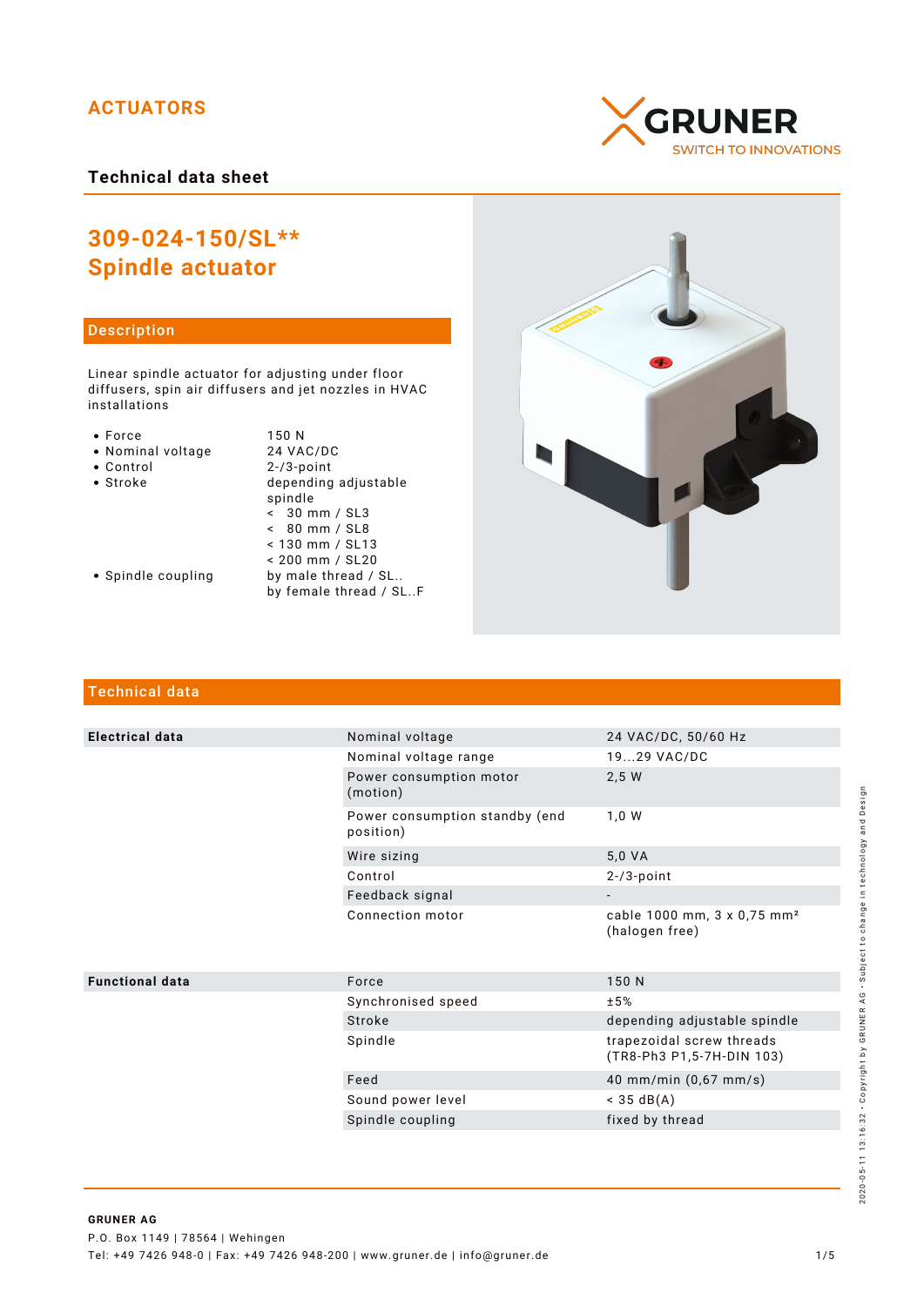ACTUATORS

GRUNER
SWITCH TO INNOVATIONS

Technical data sheet

# 309-024-150/SL**
# Spindle actuator

## Description

Linear spindle actuator for adjusting under floor diffusers, spin air diffusers and jet nozzles in HVAC installations

| | |
|---|---|
| • Force | 150 N |
| • Nominal voltage | 24 VAC/DC |
| • Control | 2-/3-point |
| • Stroke | depending adjustable spindle<br>< 30 mm / SL3<br>< 80 mm / SL8<br>< 130 mm / SL13<br>< 200 mm / SL20 |
| • Spindle coupling | by male thread / SL..<br>by female thread / SL..F |

## Technical data

| | | |
|---|---|---|
| **Electrical data** | Nominal voltage | 24 VAC/DC, 50/60 Hz |
| | Nominal voltage range | 19...29 VAC/DC |
| | Power consumption motor (motion) | 2,5 W |
| | Power consumption standby (end position) | 1,0 W |
| | Wire sizing | 5,0 VA |
| | Control | 2-/3-point |
| | Feedback signal | - |
| | Connection motor | cable 1000 mm, 3 x 0,75 mm² (halogen free) |
| **Functional data** | Force | 150 N |
| | Synchronised speed | ±5% |
| | Stroke | depending adjustable spindle |
| | Spindle | trapezoidal screw threads (TR8-Ph3 P1,5-7H-DIN 103) |
| | Feed | 40 mm/min (0,67 mm/s) |
| | Sound power level | < 35 dB(A) |
| | Spindle coupling | fixed by thread |

**GRUNER AG**
P.O. Box 1149 | 78564 | Wehingen
Tel: +49 7426 948-0 | Fax: +49 7426 948-200 | www.gruner.de | info@gruner.de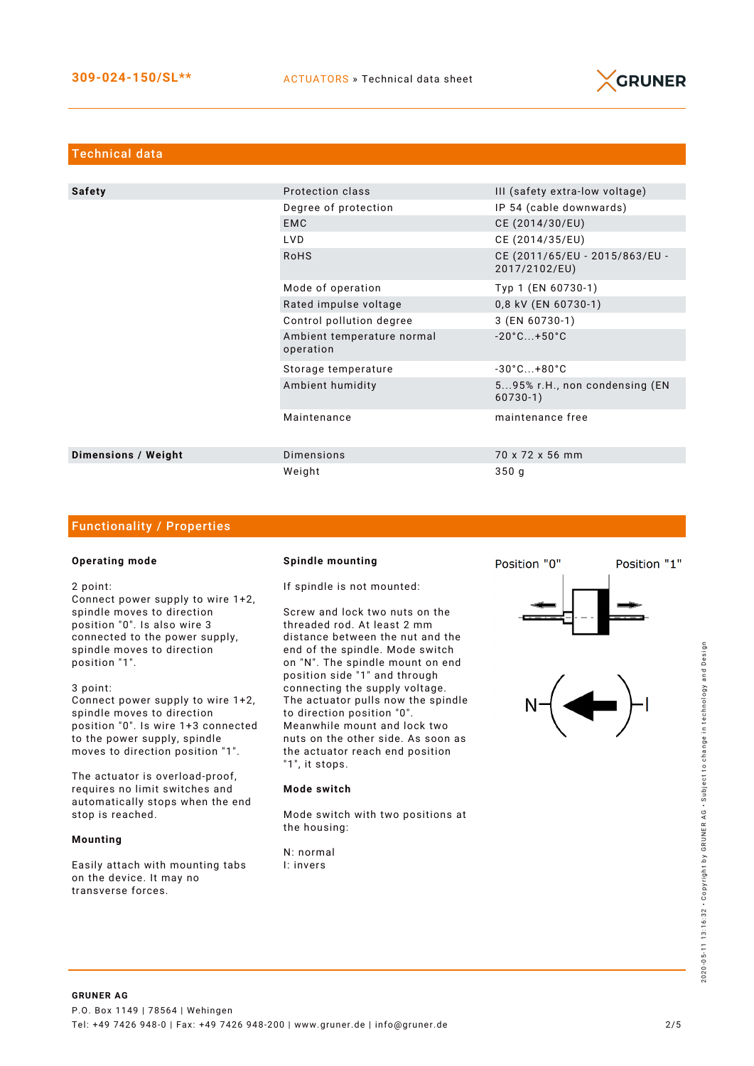## Technical data

| | | |
|---|---|---|
| **Safety** | Protection class | III (safety extra-low voltage) |
| | Degree of protection | IP 54 (cable downwards) |
| | EMC | CE (2014/30/EU) |
| | LVD | CE (2014/35/EU) |
| | RoHS | CE (2011/65/EU - 2015/863/EU - 2017/2102/EU) |
| | Mode of operation | Typ 1 (EN 60730-1) |
| | Rated impulse voltage | 0,8 kV (EN 60730-1) |
| | Control pollution degree | 3 (EN 60730-1) |
| | Ambient temperature normal operation | -20°C...+50°C |
| | Storage temperature | -30°C...+80°C |
| | Ambient humidity | 5...95% r.H., non condensing (EN 60730-1) |
| | Maintenance | maintenance free |
| **Dimensions / Weight** | Dimensions | 70 x 72 x 56 mm |
| | Weight | 350 g |

## Functionality / Properties

### Operating mode

2 point:
Connect power supply to wire 1+2, spindle moves to direction position "0". Is also wire 3 connected to the power supply, spindle moves to direction position "1".

3 point:
Connect power supply to wire 1+2, spindle moves to direction position "0". Is wire 1+3 connected to the power supply, spindle moves to direction position "1".

The actuator is overload-proof, requires no limit switches and automatically stops when the end stop is reached.

### Mounting

Easily attach with mounting tabs on the device. It may no transverse forces.

### Spindle mounting

If spindle is not mounted:

Screw and lock two nuts on the threaded rod. At least 2 mm distance between the nut and the end of the spindle. Mode switch on "N". The spindle mount on end position side "1" and through connecting the supply voltage. The actuator pulls now the spindle to direction position "0". Meanwhile mount and lock two nuts on the other side. As soon as the actuator reach end position "1", it stops.

### Mode switch

Mode switch with two positions at the housing:

N: normal
I: invers

Position "0" Position "1"

N I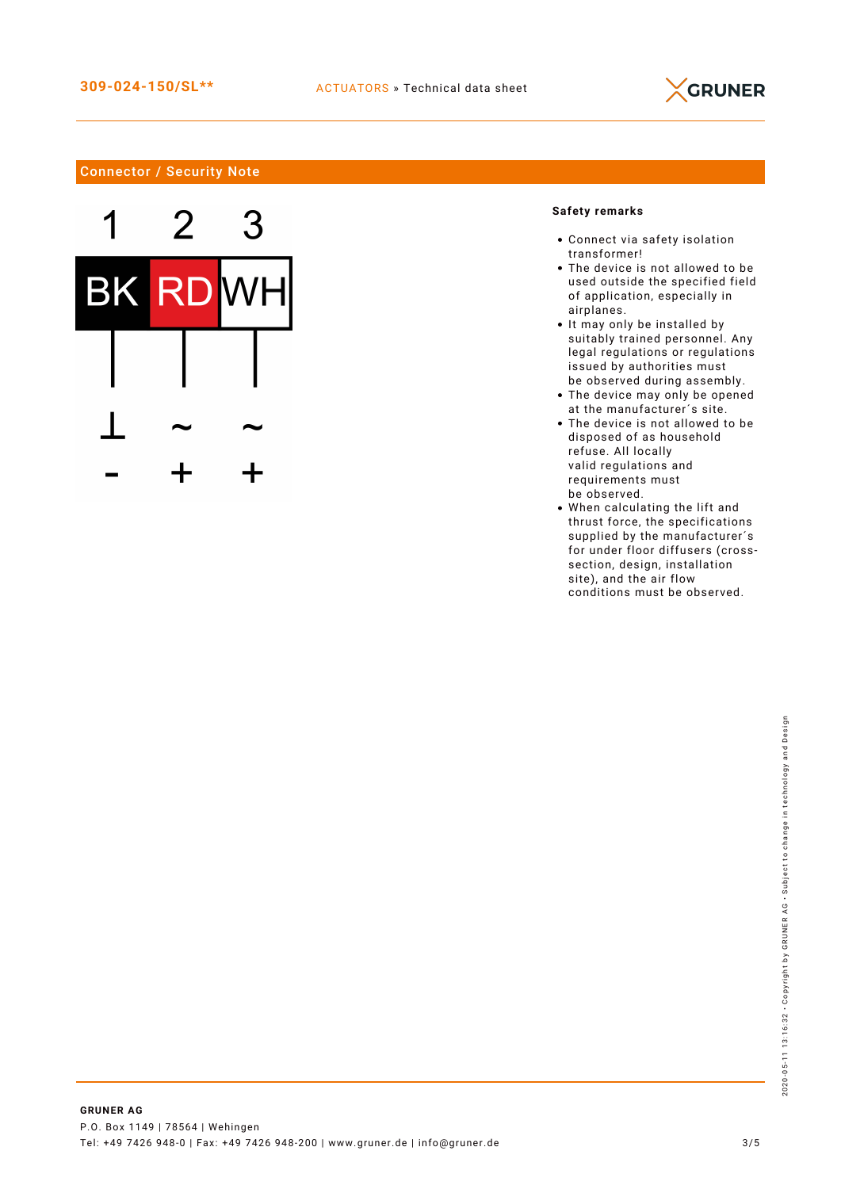## Connector / Security Note

| 1 | 2 | 3 |
| --- | --- | --- |
| BK | RD | WH |
| ⊥ | ~ | ~ |
| - | + | + |

**Safety remarks**

- Connect via safety isolation transformer!
- The device is not allowed to be used outside the specified field of application, especially in airplanes.
- It may only be installed by suitably trained personnel. Any legal regulations or regulations issued by authorities must be observed during assembly.
- The device may only be opened at the manufacturer´s site.
- The device is not allowed to be disposed of as household refuse. All locally valid regulations and requirements must be observed.
- When calculating the lift and thrust force, the specifications supplied by the manufacturer´s for under floor diffusers (cross-section, design, installation site), and the air flow conditions must be observed.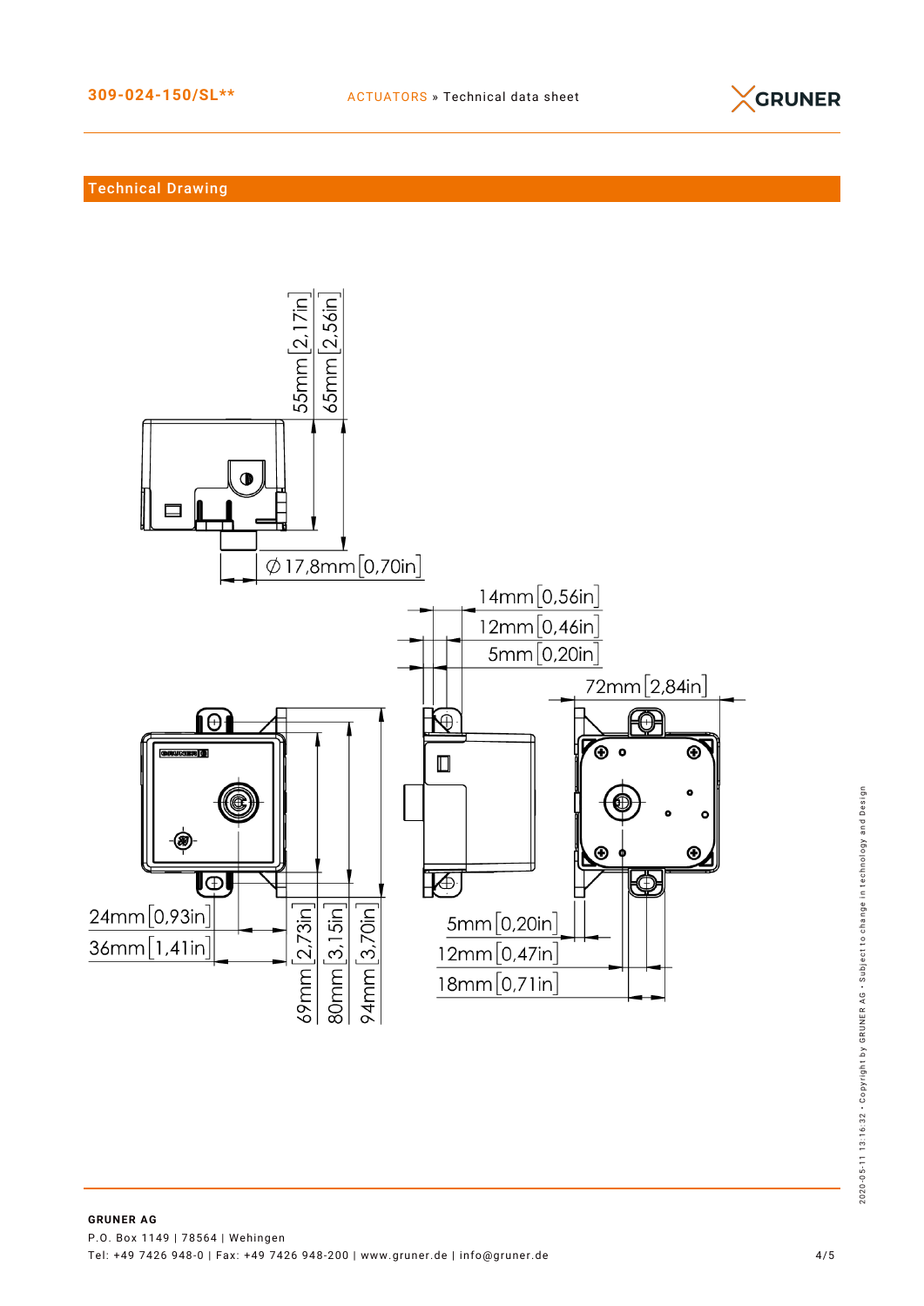## Technical Drawing

55mm [2,17in]
65mm [2,56in]
∅ 17,8mm [0,70in]

14mm [0,56in]
12mm [0,46in]
5mm [0,20in]

72mm [2,84in]

24mm [0,93in]
36mm [1,41in]

69mm [2,73in]
80mm [3,15in]
94mm [3,70in]

5mm [0,20in]
12mm [0,47in]
18mm [0,71in]

**GRUNER AG**
P.O. Box 1149 | 78564 | Wehingen
Tel: +49 7426 948-0 | Fax: +49 7426 948-200 | www.gruner.de | info@gruner.de

2020-05-11 13:16:32 · Copyright by GRUNER AG · Subject to change in technology and Design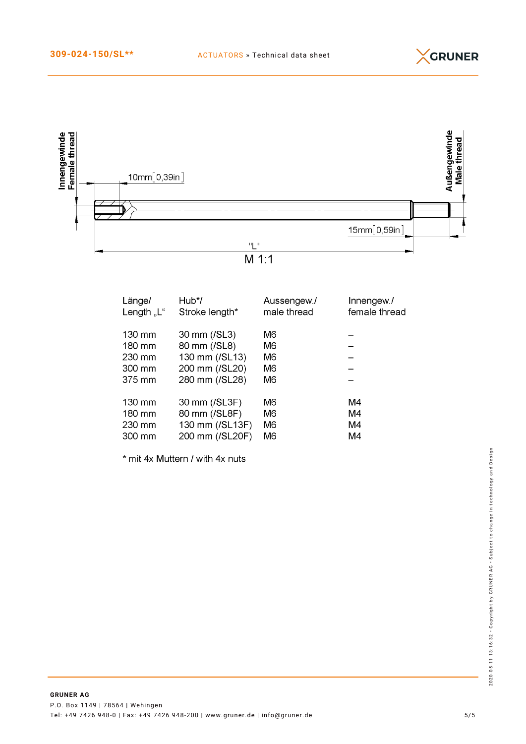Innengewinde
Female thread

10mm [0,39in]

Außengewinde
Male thread

15mm [0,59in]

"L"

M 1:1

| Länge/ Length „L“ | Hub*/ Stroke length* | Aussengew./ male thread | Innengew./ female thread |
|---|---|---|---|
| 130 mm | 30 mm (/SL3) | M6 | – |
| 180 mm | 80 mm (/SL8) | M6 | – |
| 230 mm | 130 mm (/SL13) | M6 | – |
| 300 mm | 200 mm (/SL20) | M6 | – |
| 375 mm | 280 mm (/SL28) | M6 | – |
| 130 mm | 30 mm (/SL3F) | M6 | M4 |
| 180 mm | 80 mm (/SL8F) | M6 | M4 |
| 230 mm | 130 mm (/SL13F) | M6 | M4 |
| 300 mm | 200 mm (/SL20F) | M6 | M4 |

* mit 4x Muttern / with 4x nuts

**GRUNER AG**
P.O. Box 1149 | 78564 | Wehingen
Tel: +49 7426 948-0 | Fax: +49 7426 948-200 | www.gruner.de | info@gruner.de